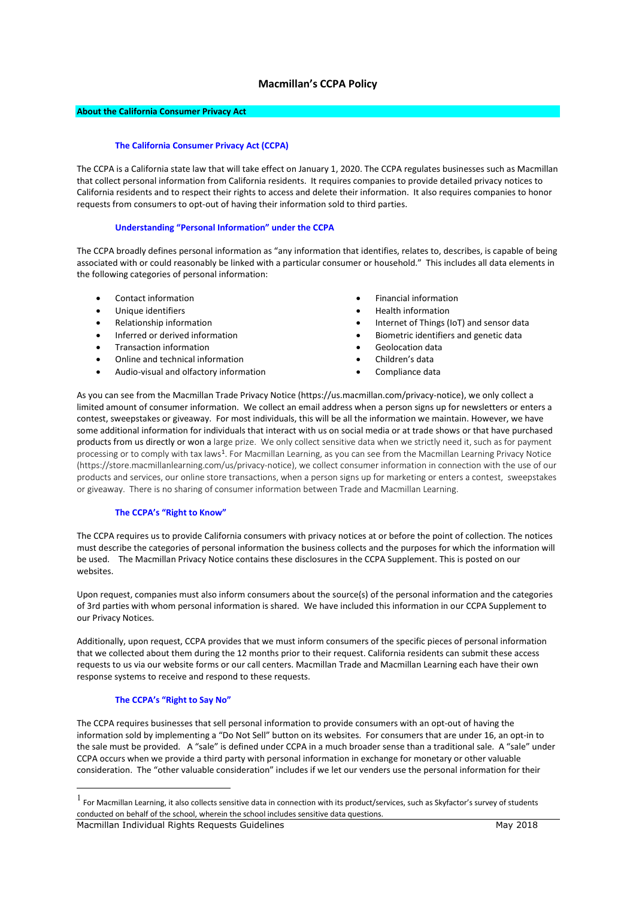# Macmillan's CCPA Policy

## About the California Consumer Privacy Act

### The California Consumer Privacy Act (CCPA)

The CCPA is a California state law that will take effect on January 1, 2020. The CCPA regulates businesses such as Macmillan that collect personal information from California residents. It requires companies to provide detailed privacy notices to California residents and to respect their rights to access and delete their information. It also requires companies to honor requests from consumers to opt-out of having their information sold to third parties.

### Understanding "Personal Information" under the CCPA

The CCPA broadly defines personal information as "any information that identifies, relates to, describes, is capable of being associated with or could reasonably be linked with a particular consumer or household." This includes all data elements in the following categories of personal information:

- Contact information
- Unique identifiers
- Relationship information
- Inferred or derived information
- Transaction information
- Online and technical information
- Audio-visual and olfactory information
- Financial information
- Health information
- Internet of Things (IoT) and sensor data
- Biometric identifiers and genetic data
- Geolocation data
- Children's data
- Compliance data

As you can see from the Macmillan Trade Privacy Notice (https://us.macmillan.com/privacy-notice), we only collect a limited amount of consumer information. We collect an email address when a person signs up for newsletters or enters a contest, sweepstakes or giveaway. For most individuals, this will be all the information we maintain. However, we have some additional information for individuals that interact with us on social media or at trade shows or that have purchased products from us directly or won a large prize. We only collect sensitive data when we strictly need it, such as for payment processing or to comply with tax laws[1]. For Macmillan Learning, as you can see from the Macmillan Learning Privacy Notice (https://store.macmillanlearning.com/us/privacy-notice), we collect consumer information in connection with the use of our products and services, our online store transactions, when a person signs up for marketing or enters a contest, sweepstakes or giveaway. There is no sharing of consumer information between Trade and Macmillan Learning.

### The CCPA's "Right to Know"

The CCPA requires us to provide California consumers with privacy notices at or before the point of collection. The notices must describe the categories of personal information the business collects and the purposes for which the information will be used. The Macmillan Privacy Notice contains these disclosures in the CCPA Supplement. This is posted on our websites.

Upon request, companies must also inform consumers about the source(s) of the personal information and the categories of 3rd parties with whom personal information is shared. We have included this information in our CCPA Supplement to our Privacy Notices.

Additionally, upon request, CCPA provides that we must inform consumers of the specific pieces of personal information that we collected about them during the 12 months prior to their request. California residents can submit these access requests to us via our website forms or our call centers. Macmillan Trade and Macmillan Learning each have their own response systems to receive and respond to these requests.

### The CCPA's "Right to Say No"

The CCPA requires businesses that sell personal information to provide consumers with an opt-out of having the information sold by implementing a "Do Not Sell" button on its websites. For consumers that are under 16, an opt-in to the sale must be provided. A "sale" is defined under CCPA in a much broader sense than a traditional sale. A "sale" under CCPA occurs when we provide a third party with personal information in exchange for monetary or other valuable consideration. The "other valuable consideration" includes if we let our venders use the personal information for their

---

[1] For Macmillan Learning, it also collects sensitive data in connection with its product/services, such as Skyfactor's survey of students conducted on behalf of the school, wherein the school includes sensitive data questions.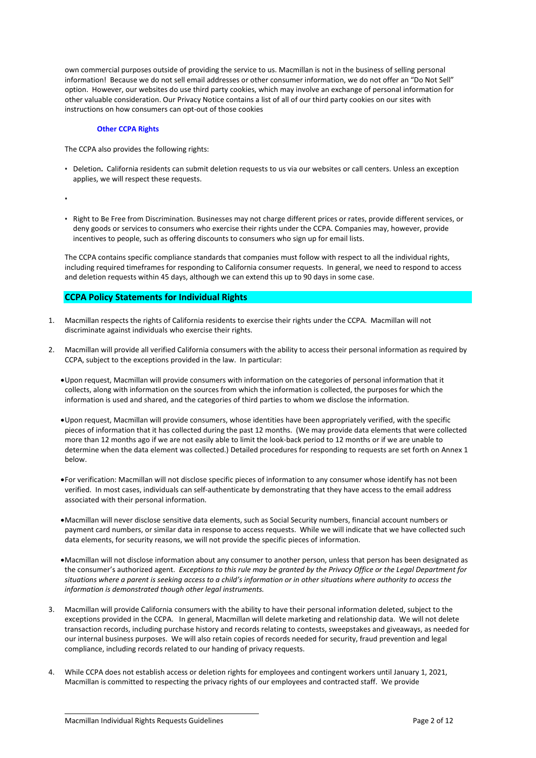own commercial purposes outside of providing the service to us. Macmillan is not in the business of selling personal information! Because we do not sell email addresses or other consumer information, we do not offer an "Do Not Sell" option. However, our websites do use third party cookies, which may involve an exchange of personal information for other valuable consideration. Our Privacy Notice contains a list of all of our third party cookies on our sites with instructions on how consumers can opt-out of those cookies

#### Other CCPA Rights

The CCPA also provides the following rights:

- Deletion**.** California residents can submit deletion requests to us via our websites or call centers. Unless an exception applies, we will respect these requests.
- 
- Right to Be Free from Discrimination. Businesses may not charge different prices or rates, provide different services, or deny goods or services to consumers who exercise their rights under the CCPA. Companies may, however, provide incentives to people, such as offering discounts to consumers who sign up for email lists.

The CCPA contains specific compliance standards that companies must follow with respect to all the individual rights, including required timeframes for responding to California consumer requests. In general, we need to respond to access and deletion requests within 45 days, although we can extend this up to 90 days in some case.

## CCPA Policy Statements for Individual Rights

1. Macmillan respects the rights of California residents to exercise their rights under the CCPA. Macmillan will not discriminate against individuals who exercise their rights.

2. Macmillan will provide all verified California consumers with the ability to access their personal information as required by CCPA, subject to the exceptions provided in the law. In particular:

   - Upon request, Macmillan will provide consumers with information on the categories of personal information that it collects, along with information on the sources from which the information is collected, the purposes for which the information is used and shared, and the categories of third parties to whom we disclose the information.

   - Upon request, Macmillan will provide consumers, whose identities have been appropriately verified, with the specific pieces of information that it has collected during the past 12 months. (We may provide data elements that were collected more than 12 months ago if we are not easily able to limit the look-back period to 12 months or if we are unable to determine when the data element was collected.) Detailed procedures for responding to requests are set forth on Annex 1 below.

   - For verification: Macmillan will not disclose specific pieces of information to any consumer whose identify has not been verified. In most cases, individuals can self-authenticate by demonstrating that they have access to the email address associated with their personal information.

   - Macmillan will never disclose sensitive data elements, such as Social Security numbers, financial account numbers or payment card numbers, or similar data in response to access requests. While we will indicate that we have collected such data elements, for security reasons, we will not provide the specific pieces of information.

   - Macmillan will not disclose information about any consumer to another person, unless that person has been designated as the consumer's authorized agent. *Exceptions to this rule may be granted by the Privacy Office or the Legal Department for situations where a parent is seeking access to a child's information or in other situations where authority to access the information is demonstrated though other legal instruments.*

3. Macmillan will provide California consumers with the ability to have their personal information deleted, subject to the exceptions provided in the CCPA. In general, Macmillan will delete marketing and relationship data. We will not delete transaction records, including purchase history and records relating to contests, sweepstakes and giveaways, as needed for our internal business purposes. We will also retain copies of records needed for security, fraud prevention and legal compliance, including records related to our handling of privacy requests.

4. While CCPA does not establish access or deletion rights for employees and contingent workers until January 1, 2021, Macmillan is committed to respecting the privacy rights of our employees and contracted staff. We provide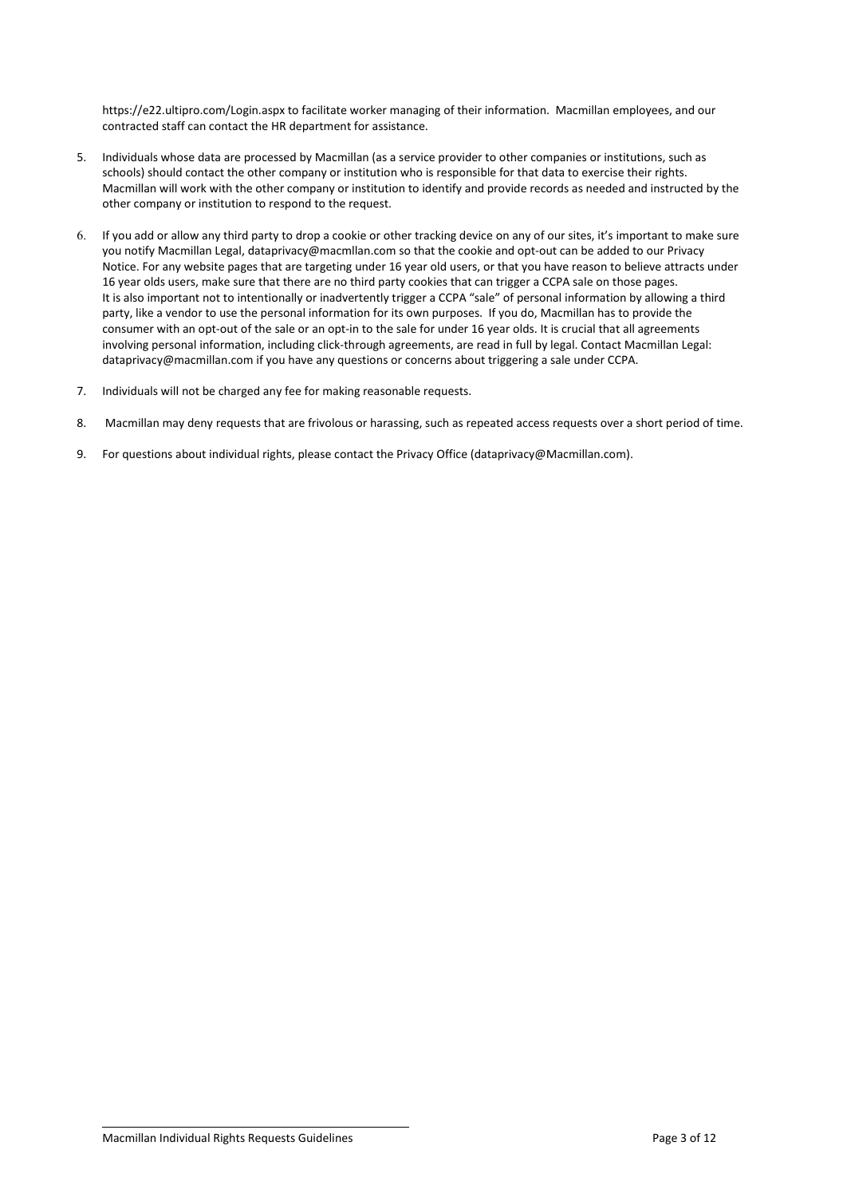https://e22.ultipro.com/Login.aspx to facilitate worker managing of their information. Macmillan employees, and our contracted staff can contact the HR department for assistance.

5. Individuals whose data are processed by Macmillan (as a service provider to other companies or institutions, such as schools) should contact the other company or institution who is responsible for that data to exercise their rights. Macmillan will work with the other company or institution to identify and provide records as needed and instructed by the other company or institution to respond to the request.

6. If you add or allow any third party to drop a cookie or other tracking device on any of our sites, it's important to make sure you notify Macmillan Legal, dataprivacy@macmllan.com so that the cookie and opt-out can be added to our Privacy Notice. For any website pages that are targeting under 16 year old users, or that you have reason to believe attracts under 16 year olds users, make sure that there are no third party cookies that can trigger a CCPA sale on those pages. It is also important not to intentionally or inadvertently trigger a CCPA "sale" of personal information by allowing a third party, like a vendor to use the personal information for its own purposes. If you do, Macmillan has to provide the consumer with an opt-out of the sale or an opt-in to the sale for under 16 year olds. It is crucial that all agreements involving personal information, including click-through agreements, are read in full by legal. Contact Macmillan Legal: dataprivacy@macmillan.com if you have any questions or concerns about triggering a sale under CCPA.

7. Individuals will not be charged any fee for making reasonable requests.

8. Macmillan may deny requests that are frivolous or harassing, such as repeated access requests over a short period of time.

9. For questions about individual rights, please contact the Privacy Office (dataprivacy@Macmillan.com).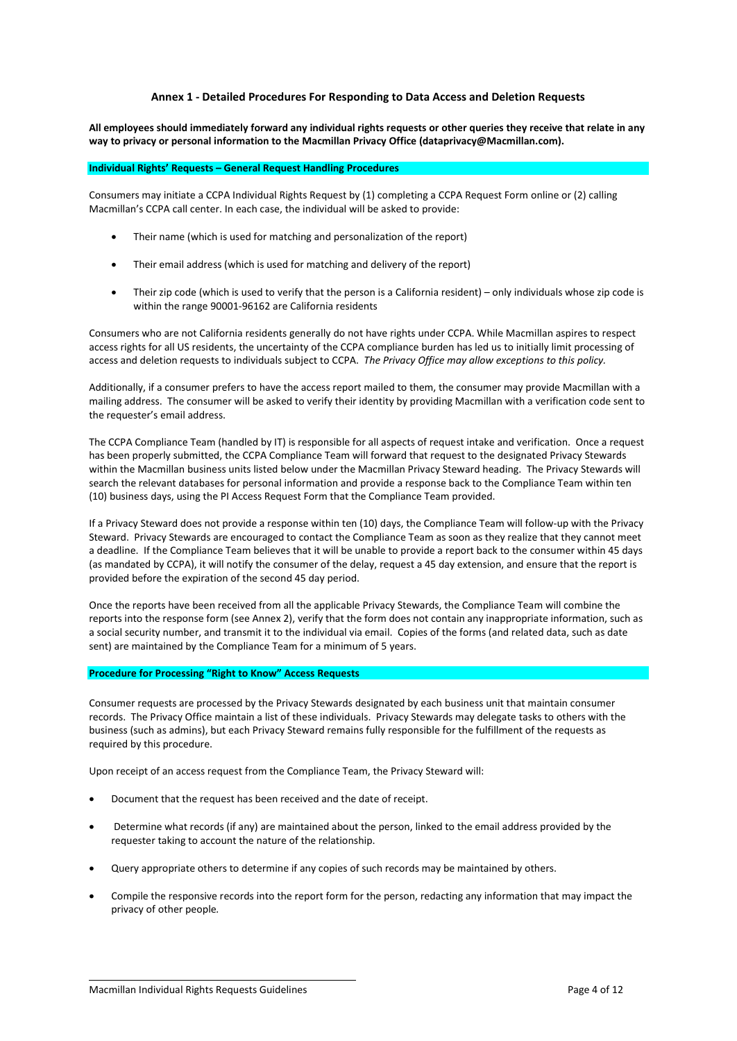## Annex 1 - Detailed Procedures For Responding to Data Access and Deletion Requests

**All employees should immediately forward any individual rights requests or other queries they receive that relate in any way to privacy or personal information to the Macmillan Privacy Office (dataprivacy@Macmillan.com).**

### Individual Rights' Requests – General Request Handling Procedures

Consumers may initiate a CCPA Individual Rights Request by (1) completing a CCPA Request Form online or (2) calling Macmillan's CCPA call center. In each case, the individual will be asked to provide:

- Their name (which is used for matching and personalization of the report)
- Their email address (which is used for matching and delivery of the report)
- Their zip code (which is used to verify that the person is a California resident) – only individuals whose zip code is within the range 90001-96162 are California residents

Consumers who are not California residents generally do not have rights under CCPA. While Macmillan aspires to respect access rights for all US residents, the uncertainty of the CCPA compliance burden has led us to initially limit processing of access and deletion requests to individuals subject to CCPA. *The Privacy Office may allow exceptions to this policy.*

Additionally, if a consumer prefers to have the access report mailed to them, the consumer may provide Macmillan with a mailing address. The consumer will be asked to verify their identity by providing Macmillan with a verification code sent to the requester's email address.

The CCPA Compliance Team (handled by IT) is responsible for all aspects of request intake and verification. Once a request has been properly submitted, the CCPA Compliance Team will forward that request to the designated Privacy Stewards within the Macmillan business units listed below under the Macmillan Privacy Steward heading. The Privacy Stewards will search the relevant databases for personal information and provide a response back to the Compliance Team within ten (10) business days, using the PI Access Request Form that the Compliance Team provided.

If a Privacy Steward does not provide a response within ten (10) days, the Compliance Team will follow-up with the Privacy Steward. Privacy Stewards are encouraged to contact the Compliance Team as soon as they realize that they cannot meet a deadline. If the Compliance Team believes that it will be unable to provide a report back to the consumer within 45 days (as mandated by CCPA), it will notify the consumer of the delay, request a 45 day extension, and ensure that the report is provided before the expiration of the second 45 day period.

Once the reports have been received from all the applicable Privacy Stewards, the Compliance Team will combine the reports into the response form (see Annex 2), verify that the form does not contain any inappropriate information, such as a social security number, and transmit it to the individual via email. Copies of the forms (and related data, such as date sent) are maintained by the Compliance Team for a minimum of 5 years.

### Procedure for Processing "Right to Know" Access Requests

Consumer requests are processed by the Privacy Stewards designated by each business unit that maintain consumer records. The Privacy Office maintain a list of these individuals. Privacy Stewards may delegate tasks to others with the business (such as admins), but each Privacy Steward remains fully responsible for the fulfillment of the requests as required by this procedure.

Upon receipt of an access request from the Compliance Team, the Privacy Steward will:

- Document that the request has been received and the date of receipt.
- Determine what records (if any) are maintained about the person, linked to the email address provided by the requester taking to account the nature of the relationship.
- Query appropriate others to determine if any copies of such records may be maintained by others.
- Compile the responsive records into the report form for the person, redacting any information that may impact the privacy of other people.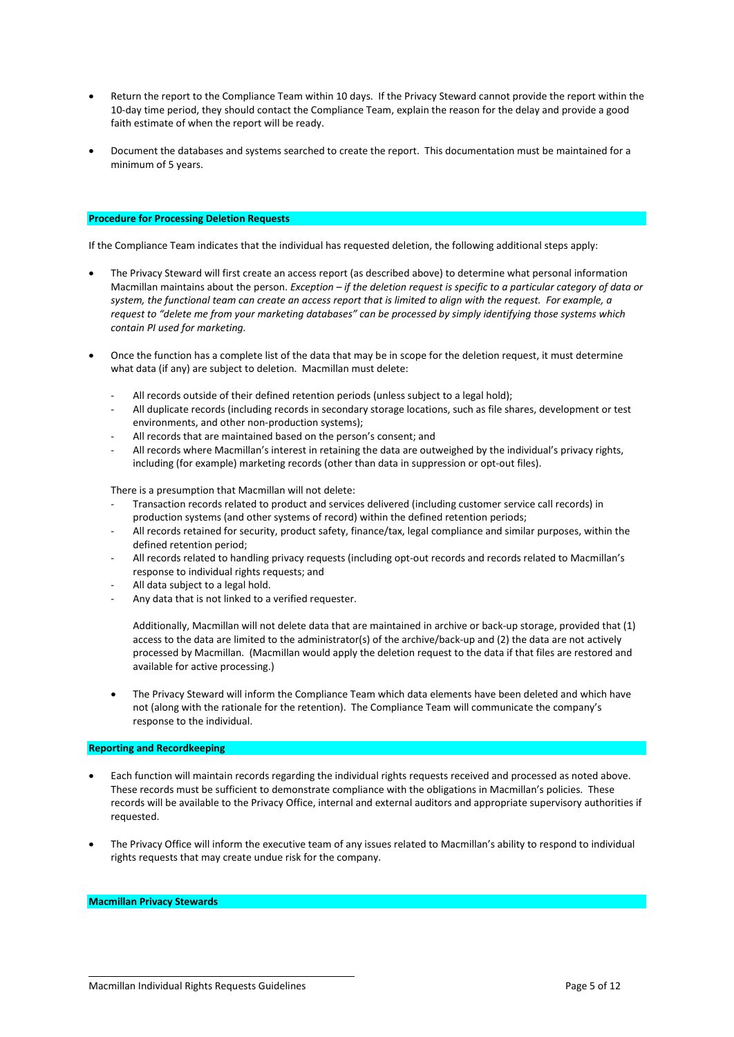- Return the report to the Compliance Team within 10 days. If the Privacy Steward cannot provide the report within the 10-day time period, they should contact the Compliance Team, explain the reason for the delay and provide a good faith estimate of when the report will be ready.

- Document the databases and systems searched to create the report. This documentation must be maintained for a minimum of 5 years.

**Procedure for Processing Deletion Requests**

If the Compliance Team indicates that the individual has requested deletion, the following additional steps apply:

- The Privacy Steward will first create an access report (as described above) to determine what personal information Macmillan maintains about the person. *Exception – if the deletion request is specific to a particular category of data or system, the functional team can create an access report that is limited to align with the request. For example, a request to "delete me from your marketing databases" can be processed by simply identifying those systems which contain PI used for marketing.*

- Once the function has a complete list of the data that may be in scope for the deletion request, it must determine what data (if any) are subject to deletion. Macmillan must delete:

  - All records outside of their defined retention periods (unless subject to a legal hold);
  - All duplicate records (including records in secondary storage locations, such as file shares, development or test environments, and other non-production systems);
  - All records that are maintained based on the person's consent; and
  - All records where Macmillan's interest in retaining the data are outweighed by the individual's privacy rights, including (for example) marketing records (other than data in suppression or opt-out files).

  There is a presumption that Macmillan will not delete:
  - Transaction records related to product and services delivered (including customer service call records) in production systems (and other systems of record) within the defined retention periods;
  - All records retained for security, product safety, finance/tax, legal compliance and similar purposes, within the defined retention period;
  - All records related to handling privacy requests (including opt-out records and records related to Macmillan's response to individual rights requests; and
  - All data subject to a legal hold.
  - Any data that is not linked to a verified requester.

  Additionally, Macmillan will not delete data that are maintained in archive or back-up storage, provided that (1) access to the data are limited to the administrator(s) of the archive/back-up and (2) the data are not actively processed by Macmillan. (Macmillan would apply the deletion request to the data if that files are restored and available for active processing.)

  - The Privacy Steward will inform the Compliance Team which data elements have been deleted and which have not (along with the rationale for the retention). The Compliance Team will communicate the company's response to the individual.

**Reporting and Recordkeeping**

- Each function will maintain records regarding the individual rights requests received and processed as noted above. These records must be sufficient to demonstrate compliance with the obligations in Macmillan's policies. These records will be available to the Privacy Office, internal and external auditors and appropriate supervisory authorities if requested.

- The Privacy Office will inform the executive team of any issues related to Macmillan's ability to respond to individual rights requests that may create undue risk for the company.

**Macmillan Privacy Stewards**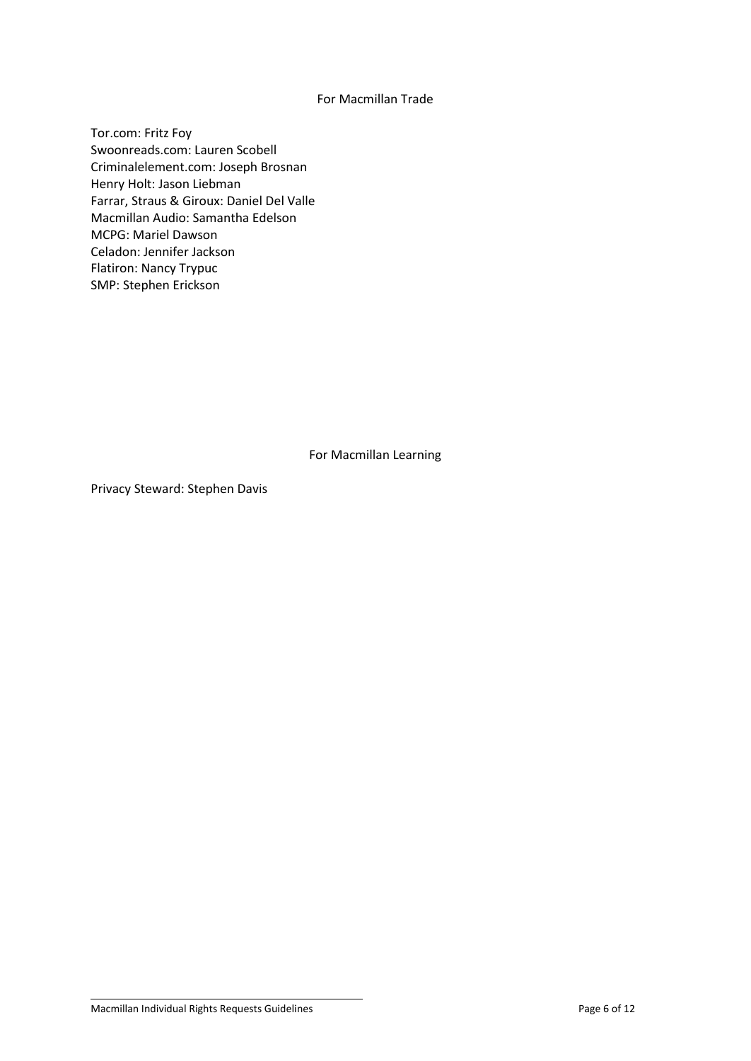For Macmillan Trade

Tor.com: Fritz Foy
Swoonreads.com: Lauren Scobell
Criminalelement.com: Joseph Brosnan
Henry Holt: Jason Liebman
Farrar, Straus & Giroux: Daniel Del Valle
Macmillan Audio: Samantha Edelson
MCPG: Mariel Dawson
Celadon: Jennifer Jackson
Flatiron: Nancy Trypuc
SMP: Stephen Erickson

For Macmillan Learning

Privacy Steward: Stephen Davis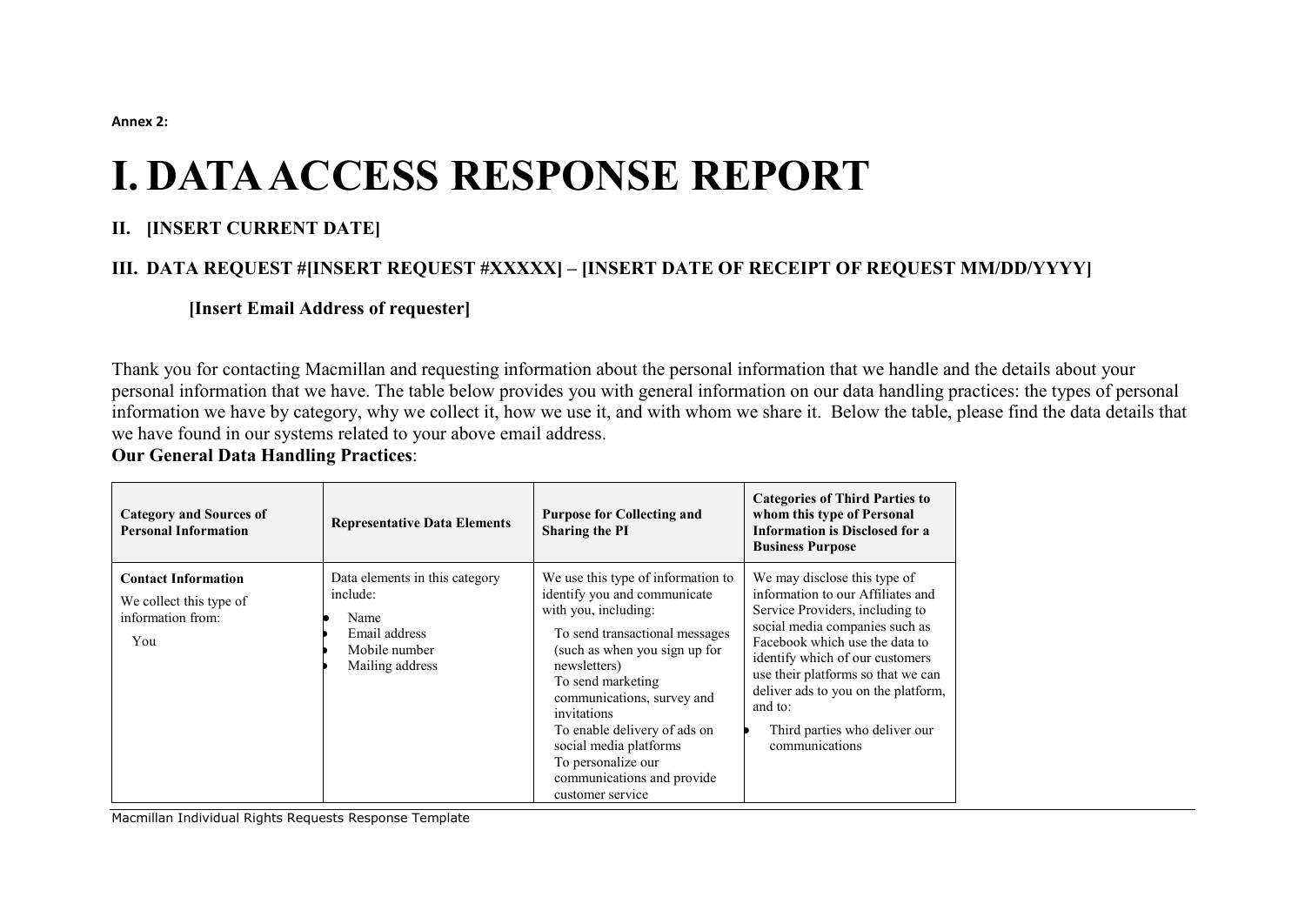**Annex 2:**

# I. DATA ACCESS RESPONSE REPORT

### II. [INSERT CURRENT DATE]

### III. DATA REQUEST #[INSERT REQUEST #XXXXX] – [INSERT DATE OF RECEIPT OF REQUEST MM/DD/YYYY]

**[Insert Email Address of requester]**

Thank you for contacting Macmillan and requesting information about the personal information that we handle and the details about your personal information that we have. The table below provides you with general information on our data handling practices: the types of personal information we have by category, why we collect it, how we use it, and with whom we share it. Below the table, please find the data details that we have found in our systems related to your above email address.

**Our General Data Handling Practices**:

| Category and Sources of Personal Information | Representative Data Elements | Purpose for Collecting and Sharing the PI | Categories of Third Parties to whom this type of Personal Information is Disclosed for a Business Purpose |
|---|---|---|---|
| **Contact Information**<br>We collect this type of information from:<br>You | Data elements in this category include:<br>• Name<br>• Email address<br>• Mobile number<br>• Mailing address | We use this type of information to identify you and communicate with you, including:<br>To send transactional messages (such as when you sign up for newsletters)<br>To send marketing communications, survey and invitations<br>To enable delivery of ads on social media platforms<br>To personalize our communications and provide customer service | We may disclose this type of information to our Affiliates and Service Providers, including to social media companies such as Facebook which use the data to identify which of our customers use their platforms so that we can deliver ads to you on the platform, and to:<br>• Third parties who deliver our communications |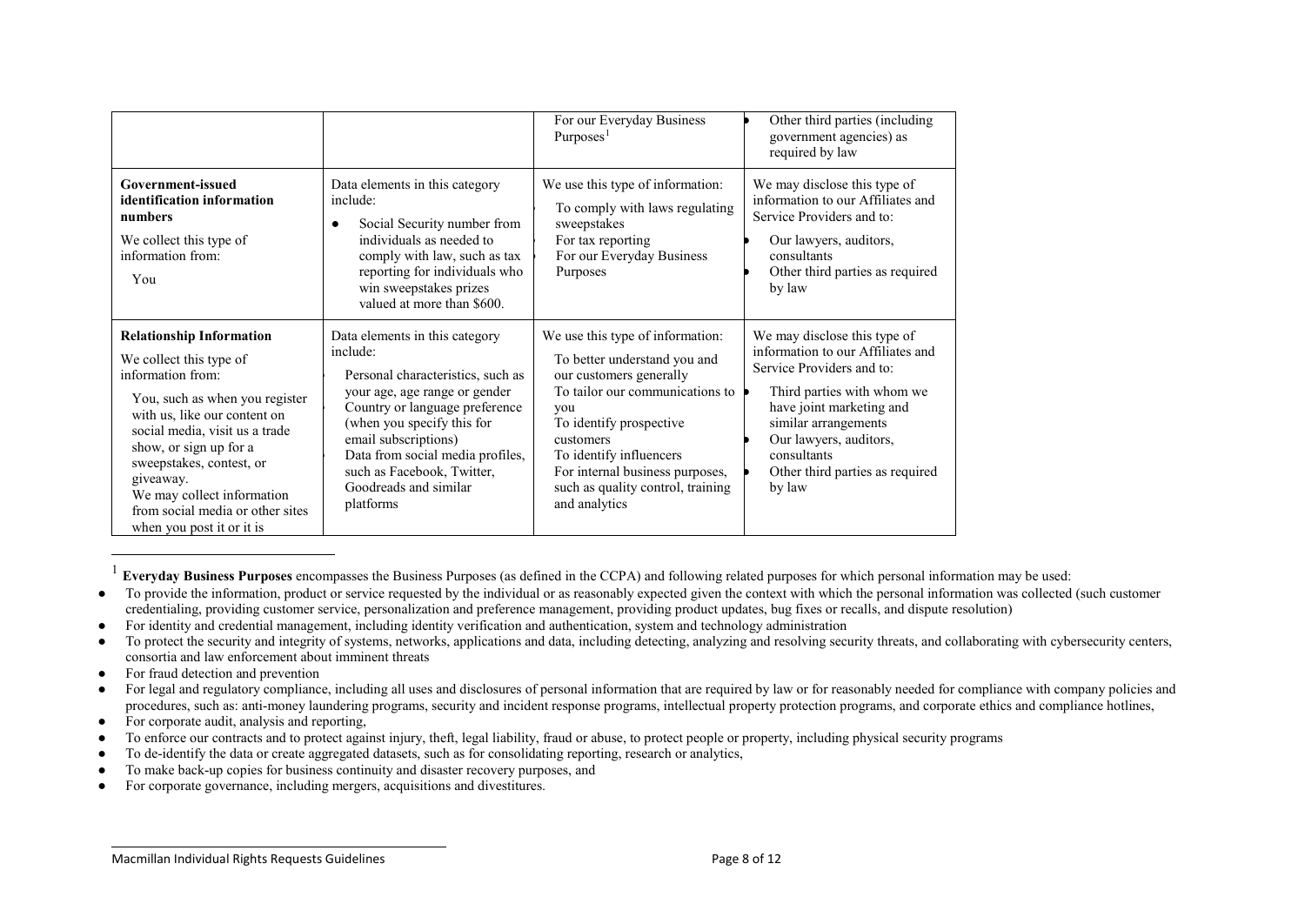| | | | |
|---|---|---|---|
| | | For our Everyday Business Purposes[1] | • Other third parties (including government agencies) as required by law |
| **Government-issued identification information numbers**<br><br>We collect this type of information from:<br><br>You | Data elements in this category include:<br><br>• Social Security number from individuals as needed to comply with law, such as tax reporting for individuals who win sweepstakes prizes valued at more than $600. | We use this type of information:<br><br>To comply with laws regulating sweepstakes<br>For tax reporting<br>For our Everyday Business Purposes | We may disclose this type of information to our Affiliates and Service Providers and to:<br><br>• Our lawyers, auditors, consultants<br>• Other third parties as required by law |
| **Relationship Information**<br><br>We collect this type of information from:<br><br>You, such as when you register with us, like our content on social media, visit us a trade show, or sign up for a sweepstakes, contest, or giveaway.<br>We may collect information from social media or other sites when you post it or it is | Data elements in this category include:<br><br>Personal characteristics, such as your age, age range or gender<br>Country or language preference (when you specify this for email subscriptions)<br>Data from social media profiles, such as Facebook, Twitter, Goodreads and similar platforms | We use this type of information:<br><br>To better understand you and our customers generally<br>To tailor our communications to you<br>To identify prospective customers<br>To identify influencers<br>For internal business purposes, such as quality control, training and analytics | We may disclose this type of information to our Affiliates and Service Providers and to:<br><br>• Third parties with whom we have joint marketing and similar arrangements<br>• Our lawyers, auditors, consultants<br>• Other third parties as required by law |

[1] **Everyday Business Purposes** encompasses the Business Purposes (as defined in the CCPA) and following related purposes for which personal information may be used:

- To provide the information, product or service requested by the individual or as reasonably expected given the context with which the personal information was collected (such customer credentialing, providing customer service, personalization and preference management, providing product updates, bug fixes or recalls, and dispute resolution)
- For identity and credential management, including identity verification and authentication, system and technology administration
- To protect the security and integrity of systems, networks, applications and data, including detecting, analyzing and resolving security threats, and collaborating with cybersecurity centers, consortia and law enforcement about imminent threats
- For fraud detection and prevention
- For legal and regulatory compliance, including all uses and disclosures of personal information that are required by law or for reasonably needed for compliance with company policies and procedures, such as: anti-money laundering programs, security and incident response programs, intellectual property protection programs, and corporate ethics and compliance hotlines,
- For corporate audit, analysis and reporting,
- To enforce our contracts and to protect against injury, theft, legal liability, fraud or abuse, to protect people or property, including physical security programs
- To de-identify the data or create aggregated datasets, such as for consolidating reporting, research or analytics,
- To make back-up copies for business continuity and disaster recovery purposes, and
- For corporate governance, including mergers, acquisitions and divestitures.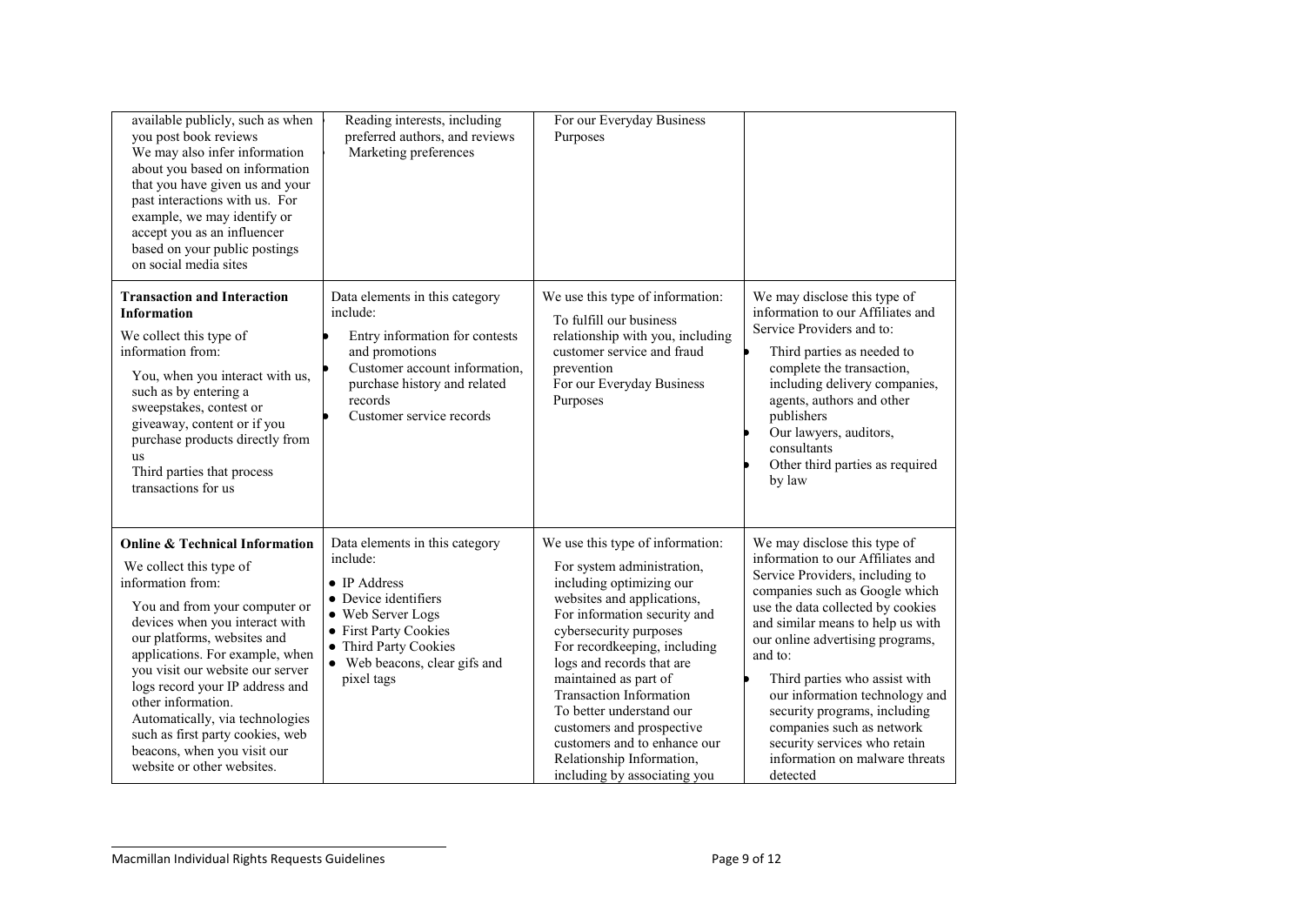| | | | |
|---|---|---|---|
| available publicly, such as when you post book reviews<br>We may also infer information about you based on information that you have given us and your past interactions with us. For example, we may identify or accept you as an influencer based on your public postings on social media sites | • Reading interests, including preferred authors, and reviews<br>• Marketing preferences | For our Everyday Business Purposes | |
| **Transaction and Interaction Information**<br>We collect this type of information from:<br>You, when you interact with us, such as by entering a sweepstakes, contest or giveaway, content or if you purchase products directly from us<br>Third parties that process transactions for us | Data elements in this category include:<br>• Entry information for contests and promotions<br>• Customer account information, purchase history and related records<br>• Customer service records | We use this type of information:<br>To fulfill our business relationship with you, including customer service and fraud prevention<br>For our Everyday Business Purposes | We may disclose this type of information to our Affiliates and Service Providers and to:<br>• Third parties as needed to complete the transaction, including delivery companies, agents, authors and other publishers<br>• Our lawyers, auditors, consultants<br>• Other third parties as required by law |
| **Online & Technical Information**<br>We collect this type of information from:<br>You and from your computer or devices when you interact with our platforms, websites and applications. For example, when you visit our website our server logs record your IP address and other information.<br>Automatically, via technologies such as first party cookies, web beacons, when you visit our website or other websites. | Data elements in this category include:<br>• IP Address<br>• Device identifiers<br>• Web Server Logs<br>• First Party Cookies<br>• Third Party Cookies<br>• Web beacons, clear gifs and pixel tags | We use this type of information:<br>For system administration, including optimizing our websites and applications,<br>For information security and cybersecurity purposes<br>For recordkeeping, including logs and records that are maintained as part of Transaction Information<br>To better understand our customers and prospective customers and to enhance our Relationship Information, including by associating you | We may disclose this type of information to our Affiliates and Service Providers, including to companies such as Google which use the data collected by cookies and similar means to help us with our online advertising programs, and to:<br>• Third parties who assist with our information technology and security programs, including companies such as network security services who retain information on malware threats detected |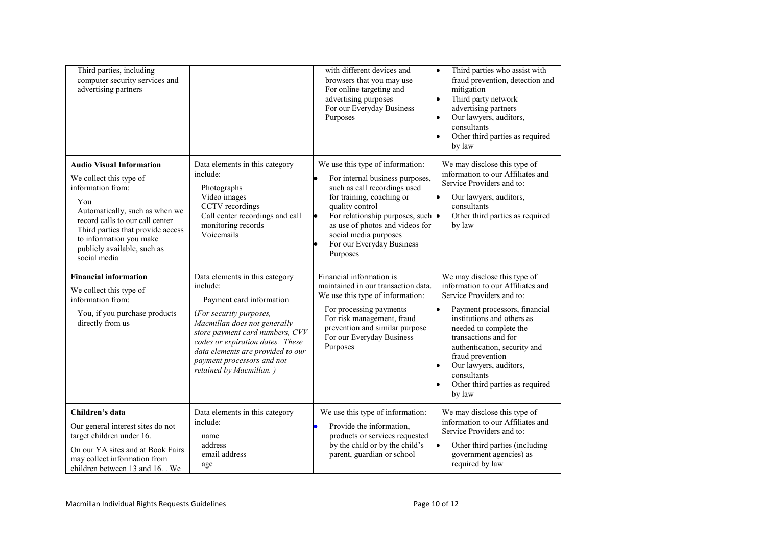| | | | |
|---|---|---|---|
| Third parties, including computer security services and advertising partners | | with different devices and browsers that you may use<br>For online targeting and advertising purposes<br>For our Everyday Business Purposes | • Third parties who assist with fraud prevention, detection and mitigation<br>• Third party network advertising partners<br>• Our lawyers, auditors, consultants<br>• Other third parties as required by law |
| **Audio Visual Information**<br>We collect this type of information from:<br>You<br>Automatically, such as when we record calls to our call center<br>Third parties that provide access to information you make publicly available, such as social media | Data elements in this category include:<br>Photographs<br>Video images<br>CCTV recordings<br>Call center recordings and call monitoring records<br>Voicemails | We use this type of information:<br>• For internal business purposes, such as call recordings used for training, coaching or quality control<br>• For relationship purposes, such as use of photos and videos for social media purposes<br>• For our Everyday Business Purposes | We may disclose this type of information to our Affiliates and Service Providers and to:<br>• Our lawyers, auditors, consultants<br>• Other third parties as required by law |
| **Financial information**<br>We collect this type of information from:<br>You, if you purchase products directly from us | Data elements in this category include:<br>Payment card information<br>*(For security purposes, Macmillan does not generally store payment card numbers, CVV codes or expiration dates. These data elements are provided to our payment processors and not retained by Macmillan. )* | Financial information is maintained in our transaction data. We use this type of information:<br>For processing payments<br>For risk management, fraud prevention and similar purpose<br>For our Everyday Business Purposes | We may disclose this type of information to our Affiliates and Service Providers and to:<br>• Payment processors, financial institutions and others as needed to complete the transactions and for authentication, security and fraud prevention<br>• Our lawyers, auditors, consultants<br>• Other third parties as required by law |
| **Children's data**<br>Our general interest sites do not target children under 16.<br>On our YA sites and at Book Fairs may collect information from children between 13 and 16. . We | Data elements in this category include:<br>name<br>address<br>email address<br>age | We use this type of information:<br>• Provide the information, products or services requested by the child or by the child's parent, guardian or school | We may disclose this type of information to our Affiliates and Service Providers and to:<br>• Other third parties (including government agencies) as required by law |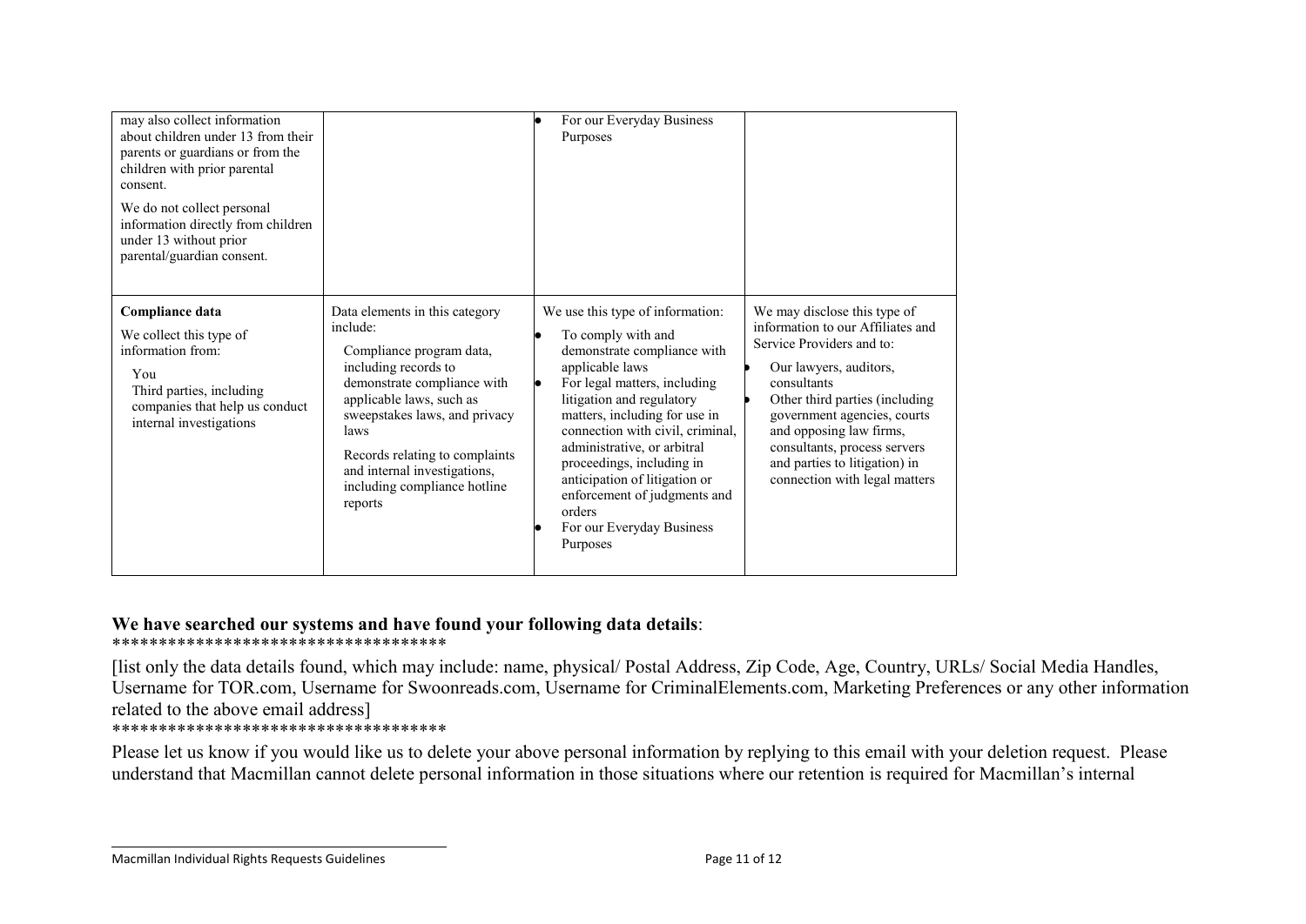| | | | |
|---|---|---|---|
| may also collect information about children under 13 from their parents or guardians or from the children with prior parental consent.<br><br>We do not collect personal information directly from children under 13 without prior parental/guardian consent. | | • For our Everyday Business Purposes | |
| **Compliance data**<br><br>We collect this type of information from:<br><br>You<br>Third parties, including companies that help us conduct internal investigations | Data elements in this category include:<br><br>Compliance program data, including records to demonstrate compliance with applicable laws, such as sweepstakes laws, and privacy laws<br><br>Records relating to complaints and internal investigations, including compliance hotline reports | We use this type of information:<br><br>• To comply with and demonstrate compliance with applicable laws<br>• For legal matters, including litigation and regulatory matters, including for use in connection with civil, criminal, administrative, or arbitral proceedings, including in anticipation of litigation or enforcement of judgments and orders<br>• For our Everyday Business Purposes | We may disclose this type of information to our Affiliates and Service Providers and to:<br><br>• Our lawyers, auditors, consultants<br>• Other third parties (including government agencies, courts and opposing law firms, consultants, process servers and parties to litigation) in connection with legal matters |

**We have searched our systems and have found your following data details**:

************************************

[list only the data details found, which may include: name, physical/ Postal Address, Zip Code, Age, Country, URLs/ Social Media Handles, Username for TOR.com, Username for Swoonreads.com, Username for CriminalElements.com, Marketing Preferences or any other information related to the above email address]

************************************

Please let us know if you would like us to delete your above personal information by replying to this email with your deletion request. Please understand that Macmillan cannot delete personal information in those situations where our retention is required for Macmillan's internal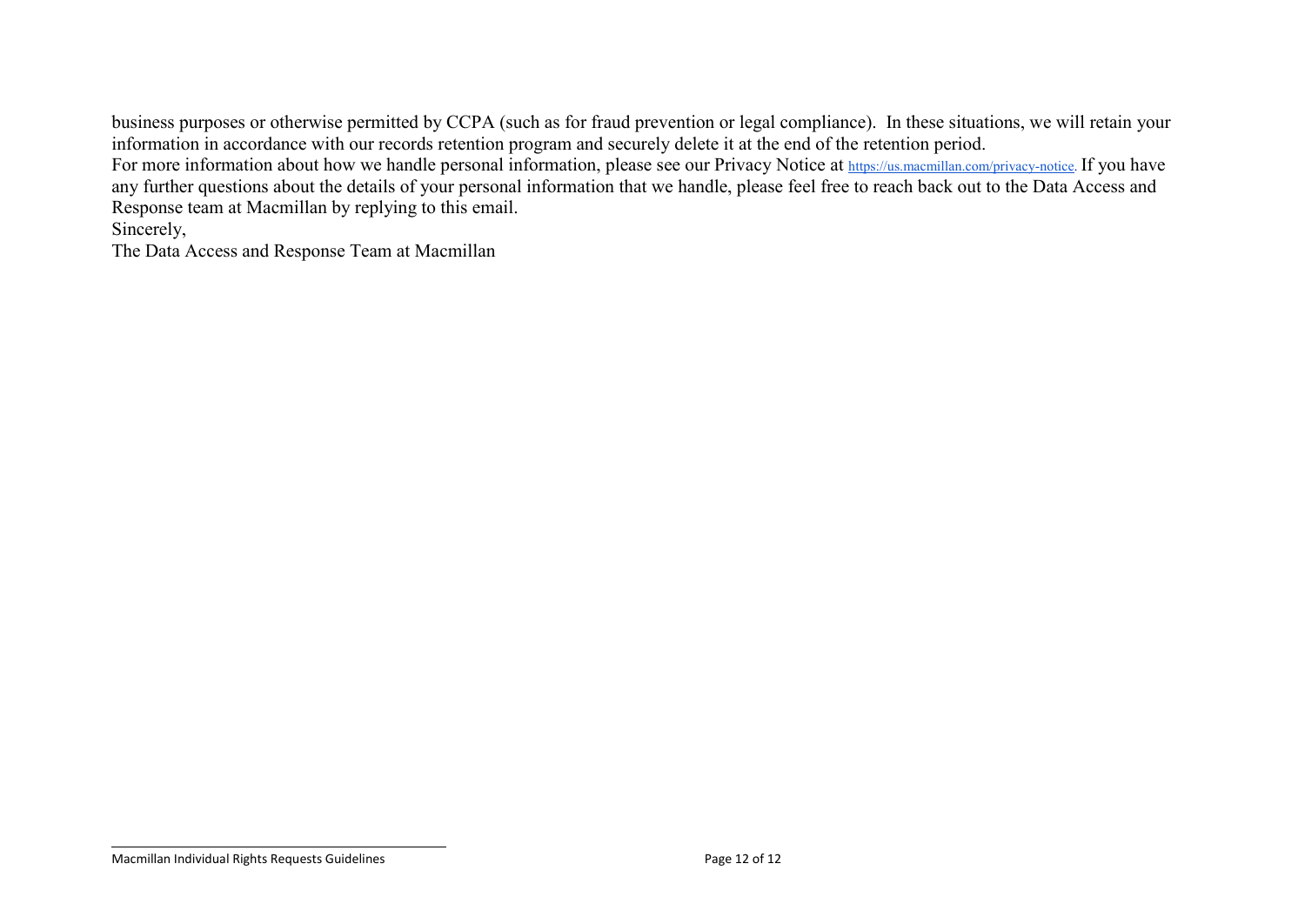business purposes or otherwise permitted by CCPA (such as for fraud prevention or legal compliance). In these situations, we will retain your information in accordance with our records retention program and securely delete it at the end of the retention period.

For more information about how we handle personal information, please see our Privacy Notice at https://us.macmillan.com/privacy-notice. If you have any further questions about the details of your personal information that we handle, please feel free to reach back out to the Data Access and Response team at Macmillan by replying to this email.

Sincerely,

The Data Access and Response Team at Macmillan